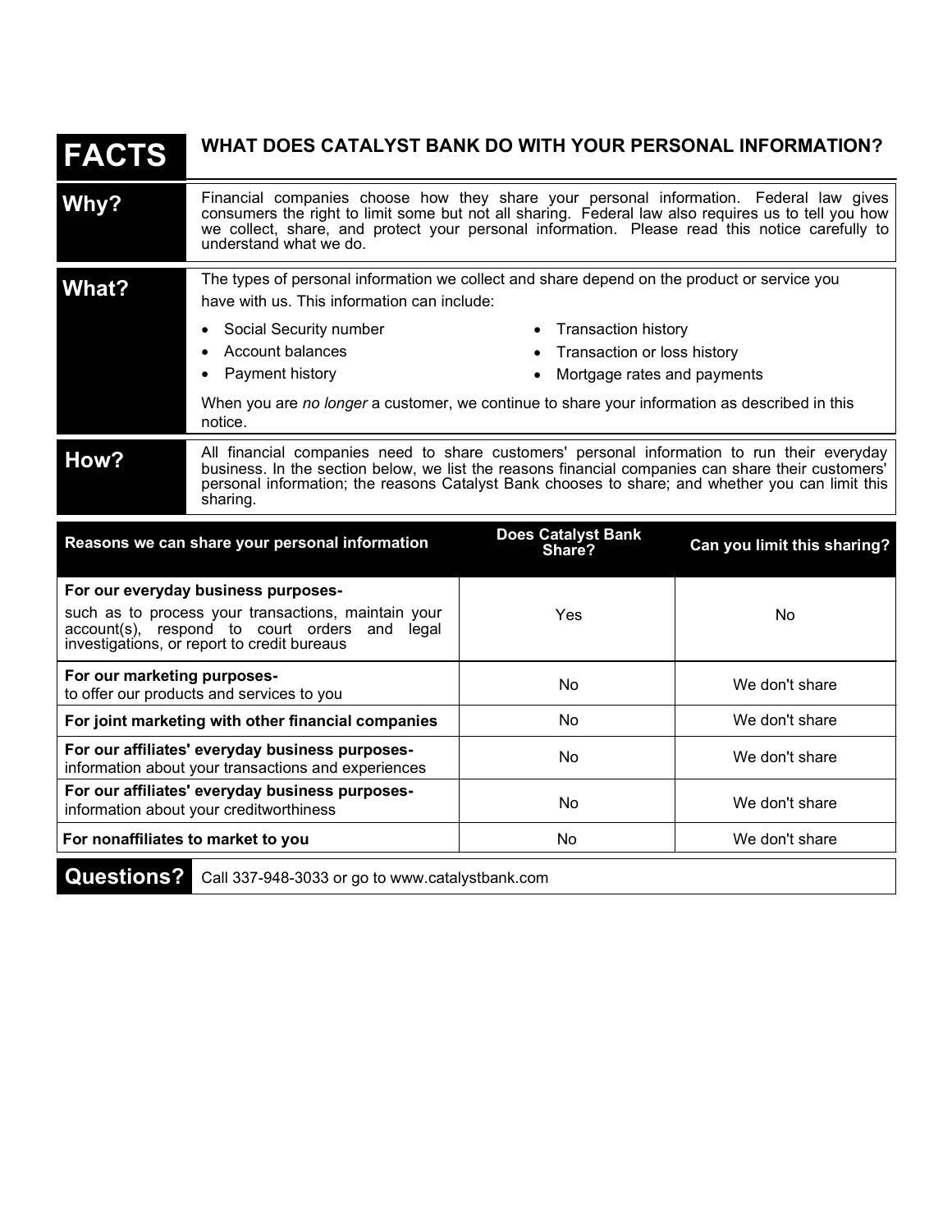# FACTS

## WHAT DOES CATALYST BANK DO WITH YOUR PERSONAL INFORMATION?

### Why?

Financial companies choose how they share your personal information. Federal law gives consumers the right to limit some but not all sharing. Federal law also requires us to tell you how we collect, share, and protect your personal information. Please read this notice carefully to understand what we do.

### What?

The types of personal information we collect and share depend on the product or service you have with us. This information can include:

- Social Security number
- Account balances
- Payment history
- Transaction history
- Transaction or loss history
- Mortgage rates and payments

When you are *no longer* a customer, we continue to share your information as described in this notice.

### How?

All financial companies need to share customers' personal information to run their everyday business. In the section below, we list the reasons financial companies can share their customers' personal information; the reasons Catalyst Bank chooses to share; and whether you can limit this sharing.

| Reasons we can share your personal information | Does Catalyst Bank Share? | Can you limit this sharing? |
|---|---|---|
| **For our everyday business purposes-** such as to process your transactions, maintain your account(s), respond to court orders and legal investigations, or report to credit bureaus | Yes | No |
| **For our marketing purposes-** to offer our products and services to you | No | We don't share |
| **For joint marketing with other financial companies** | No | We don't share |
| **For our affiliates' everyday business purposes-** information about your transactions and experiences | No | We don't share |
| **For our affiliates' everyday business purposes-** information about your creditworthiness | No | We don't share |
| **For nonaffiliates to market to you** | No | We don't share |

### Questions?

Call 337-948-3033 or go to www.catalystbank.com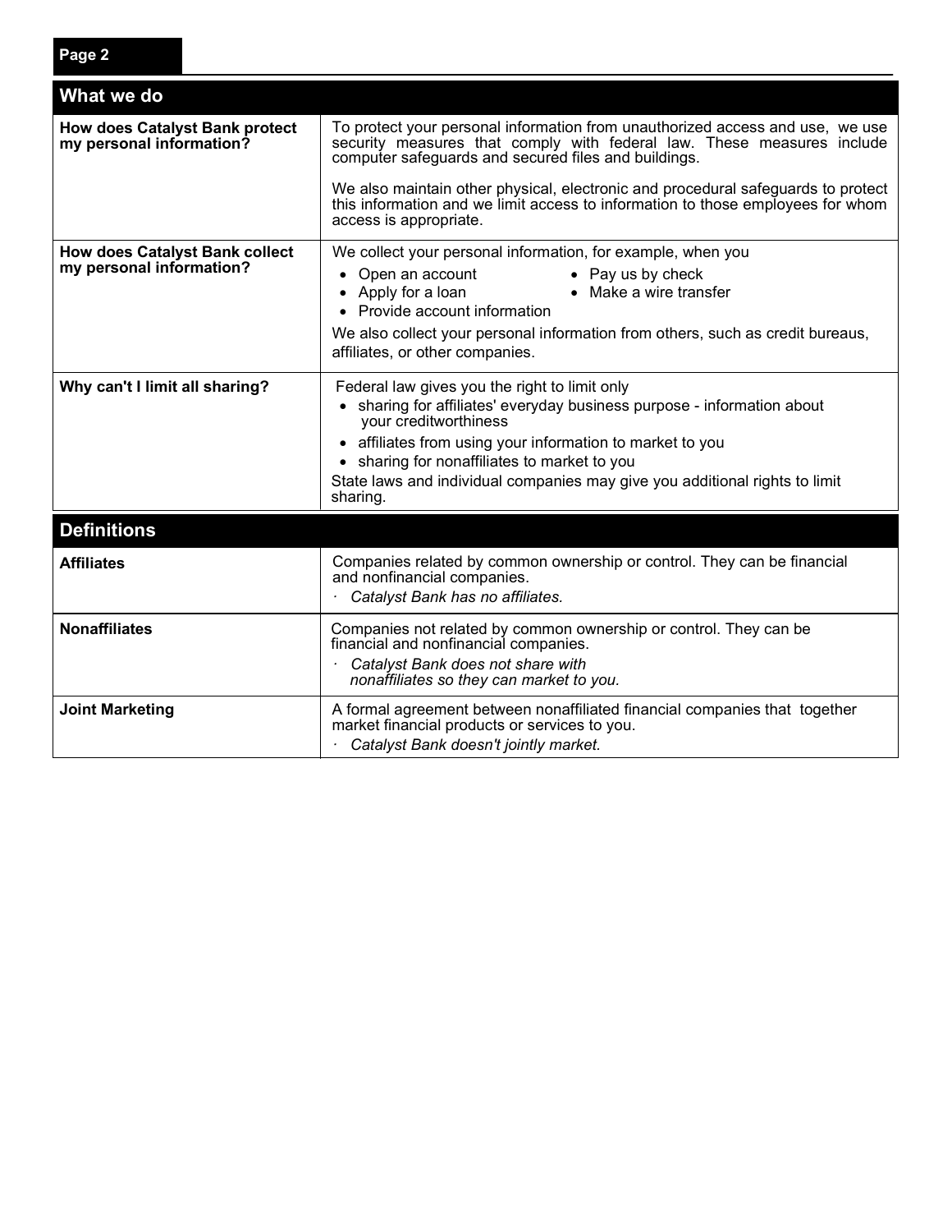| What we do | |
|---|---|
| **How does Catalyst Bank protect my personal information?** | To protect your personal information from unauthorized access and use, we use security measures that comply with federal law. These measures include computer safeguards and secured files and buildings.<br><br>We also maintain other physical, electronic and procedural safeguards to protect this information and we limit access to information to those employees for whom access is appropriate. |
| **How does Catalyst Bank collect my personal information?** | We collect your personal information, for example, when you<br>• Open an account<br>• Apply for a loan<br>• Provide account information<br>• Pay us by check<br>• Make a wire transfer<br><br>We also collect your personal information from others, such as credit bureaus, affiliates, or other companies. |
| **Why can't I limit all sharing?** | Federal law gives you the right to limit only<br>• sharing for affiliates' everyday business purpose - information about your creditworthiness<br>• affiliates from using your information to market to you<br>• sharing for nonaffiliates to market to you<br><br>State laws and individual companies may give you additional rights to limit sharing. |

| Definitions | |
|---|---|
| **Affiliates** | Companies related by common ownership or control. They can be financial and nonfinancial companies.<br>· *Catalyst Bank has no affiliates.* |
| **Nonaffiliates** | Companies not related by common ownership or control. They can be financial and nonfinancial companies.<br>· *Catalyst Bank does not share with nonaffiliates so they can market to you.* |
| **Joint Marketing** | A formal agreement between nonaffiliated financial companies that together market financial products or services to you.<br>· *Catalyst Bank doesn't jointly market.* |